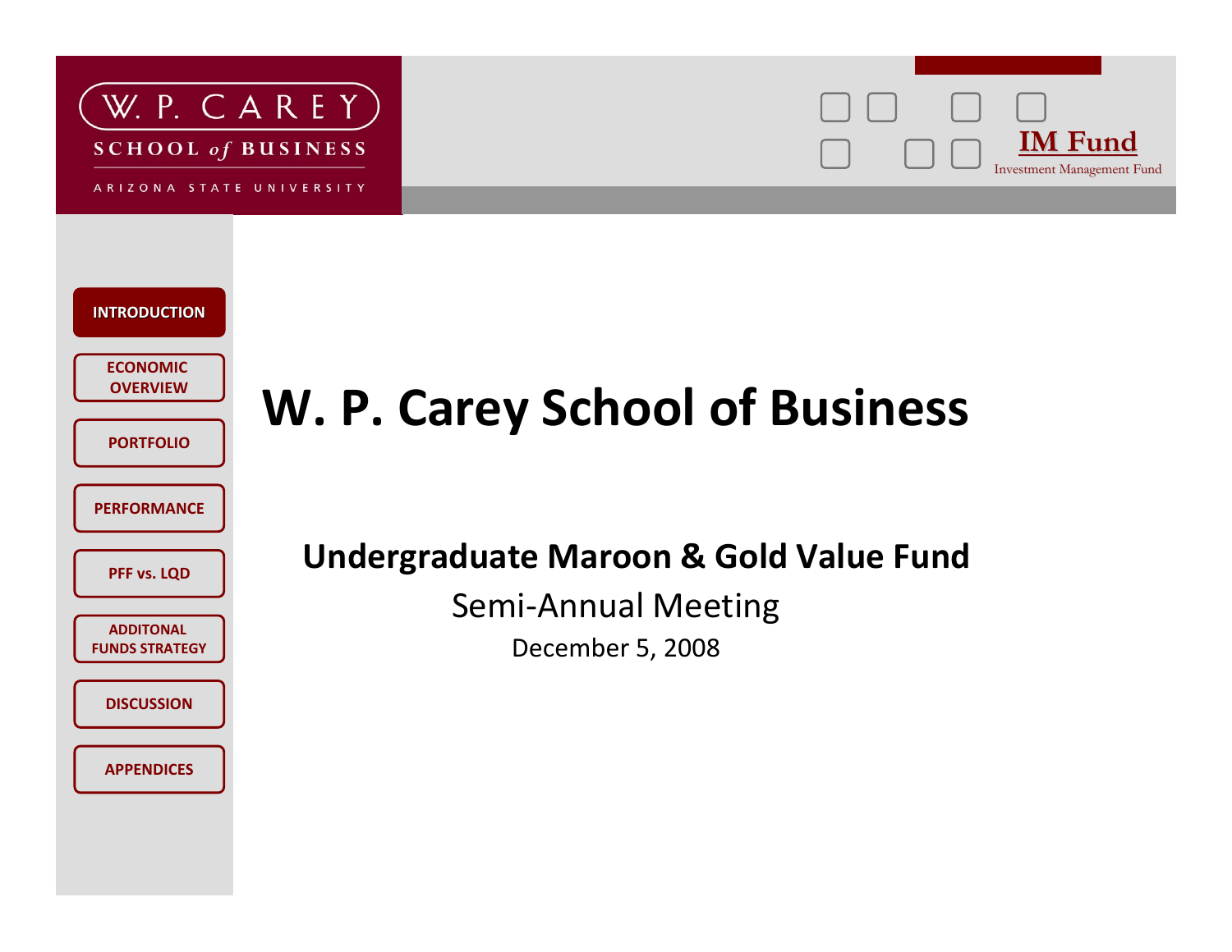W. P. CAREY

SCHOOL of BUSINESS

ARIZONA STATE UNIVERSITY

IM Fund

Investment Management Fund

- INTRODUCTION
- ECONOMIC OVERVIEW
- PORTFOLIO
- PERFORMANCE
- PFF vs. LQD
- ADDITONAL FUNDS STRATEGY
- DISCUSSION
- APPENDICES

# W. P. Carey School of Business

## Undergraduate Maroon & Gold Value Fund

Semi-Annual Meeting

December 5, 2008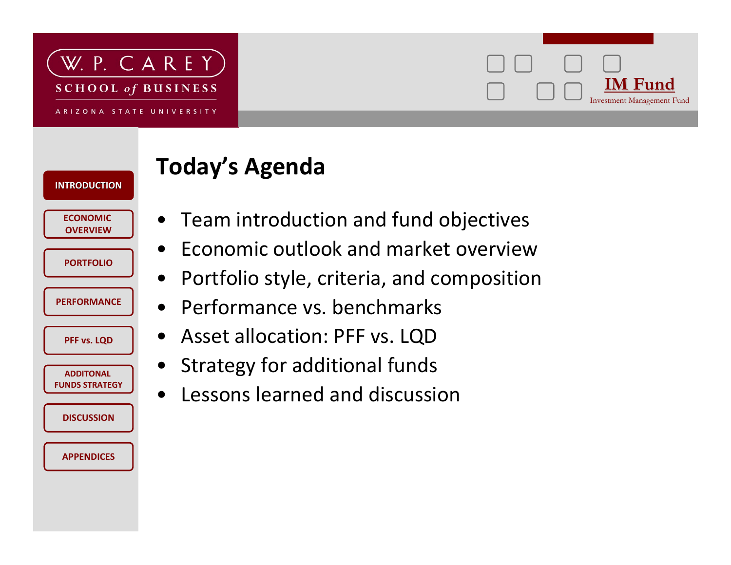# Today's Agenda

- Team introduction and fund objectives
- Economic outlook and market overview
- Portfolio style, criteria, and composition
- Performance vs. benchmarks
- Asset allocation: PFF vs. LQD
- Strategy for additional funds
- Lessons learned and discussion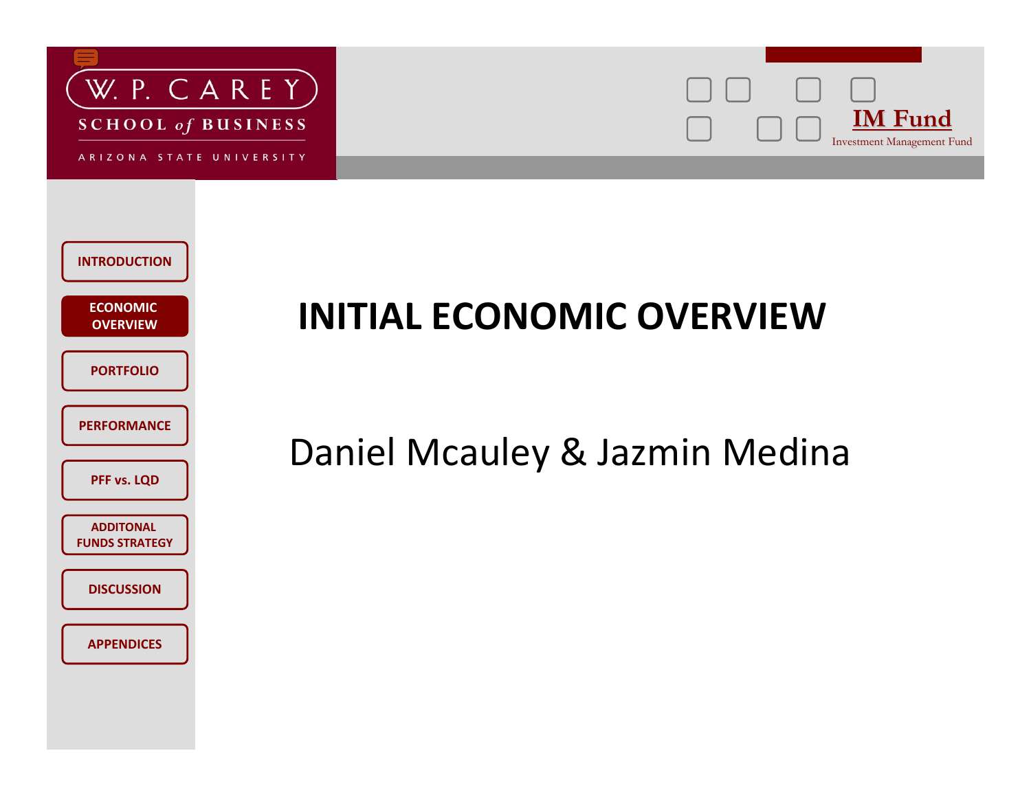# INITIAL ECONOMIC OVERVIEW

Daniel Mcauley & Jazmin Medina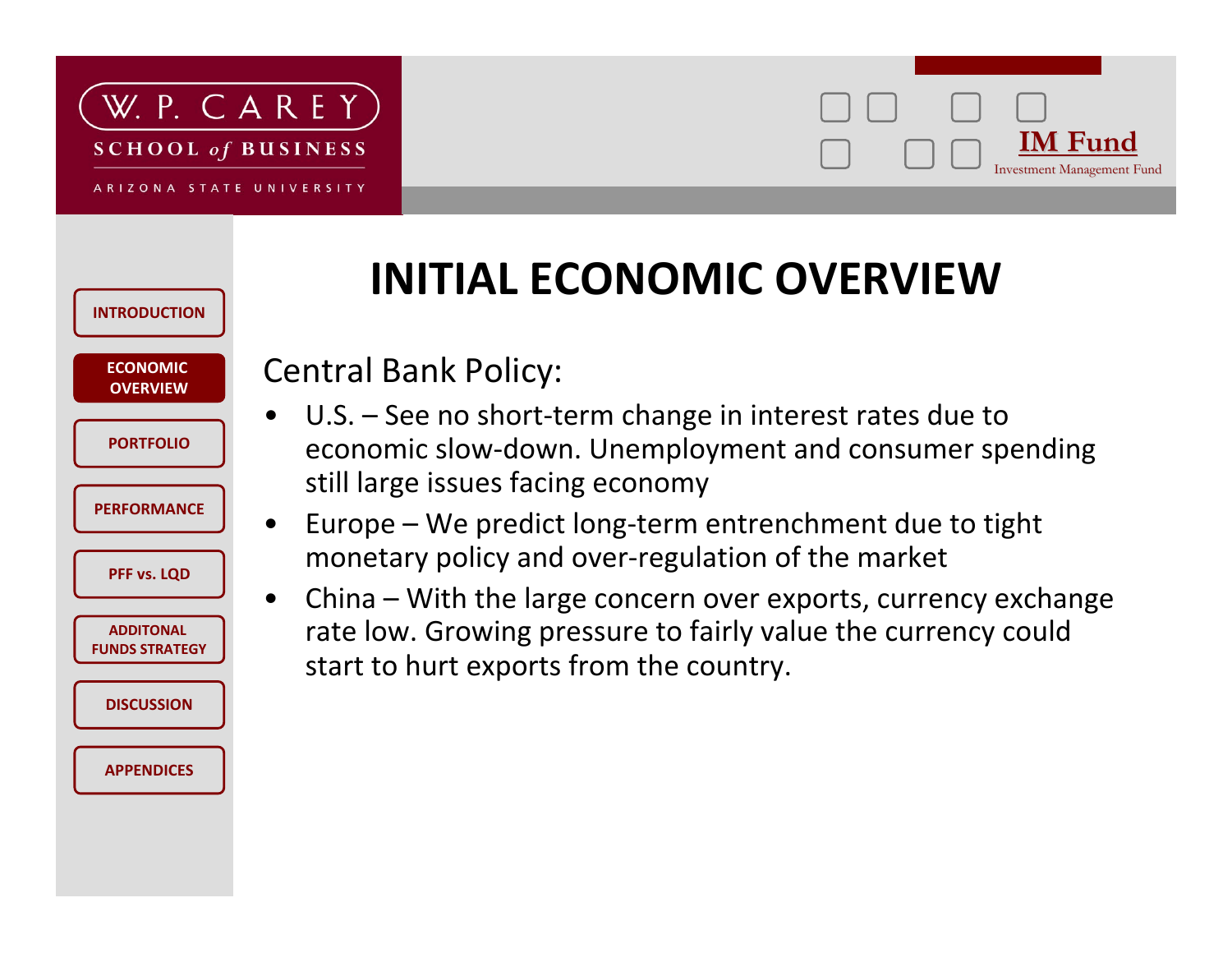# INITIAL ECONOMIC OVERVIEW

Central Bank Policy:

- U.S. – See no short-term change in interest rates due to economic slow-down. Unemployment and consumer spending still large issues facing economy
- Europe – We predict long-term entrenchment due to tight monetary policy and over-regulation of the market
- China – With the large concern over exports, currency exchange rate low. Growing pressure to fairly value the currency could start to hurt exports from the country.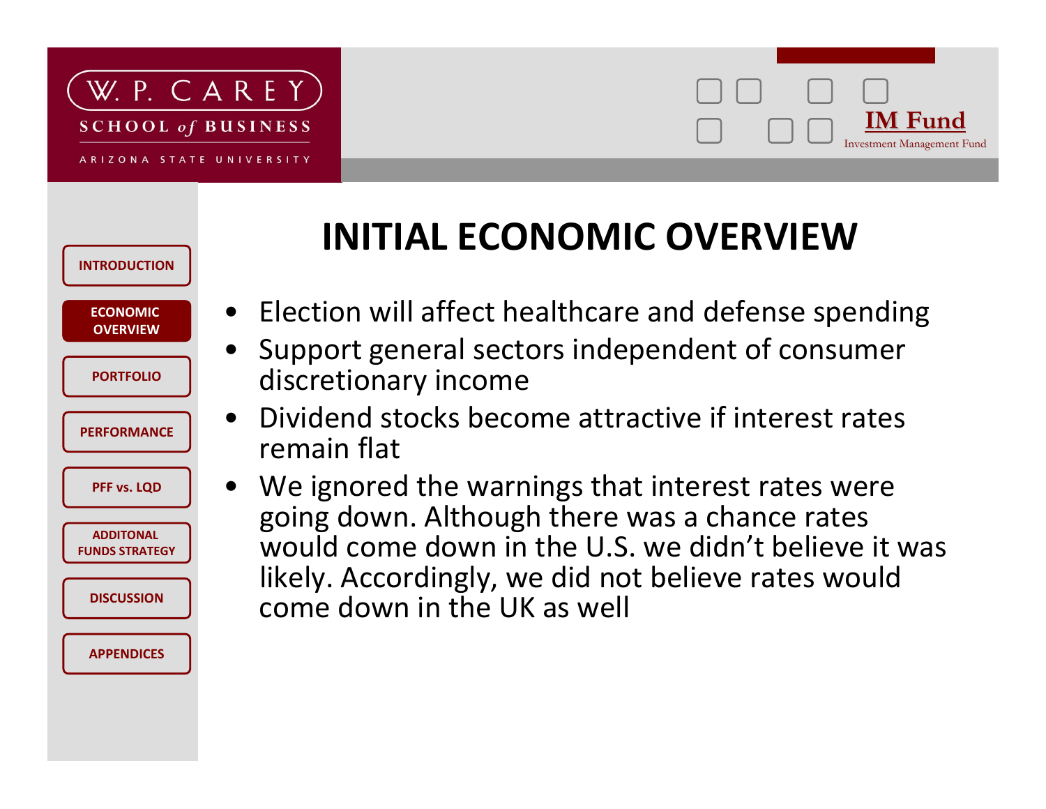# INITIAL ECONOMIC OVERVIEW

- Election will affect healthcare and defense spending
- Support general sectors independent of consumer discretionary income
- Dividend stocks become attractive if interest rates remain flat
- We ignored the warnings that interest rates were going down. Although there was a chance rates would come down in the U.S. we didn't believe it was likely. Accordingly, we did not believe rates would come down in the UK as well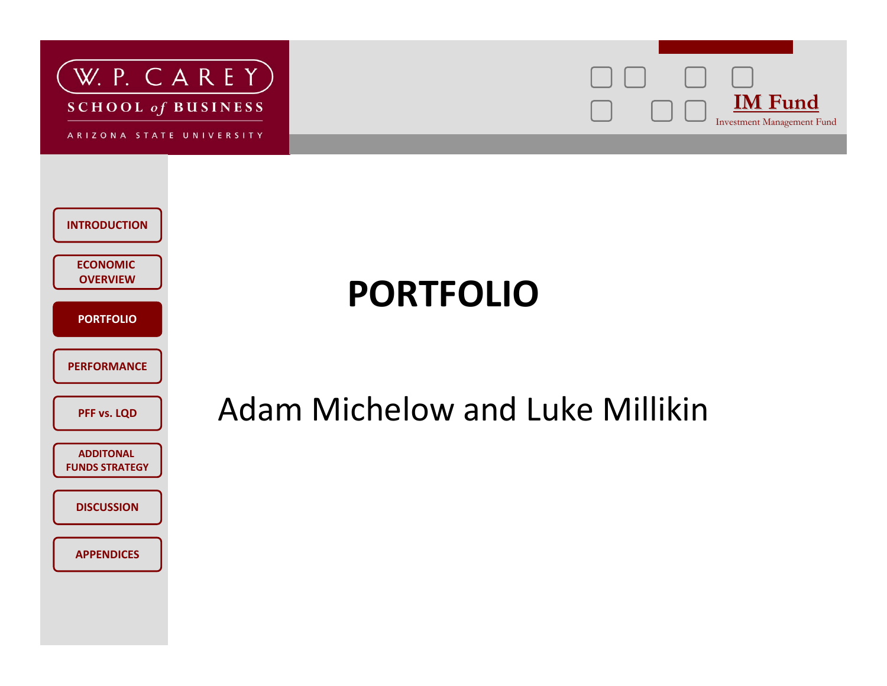# PORTFOLIO

Adam Michelow and Luke Millikin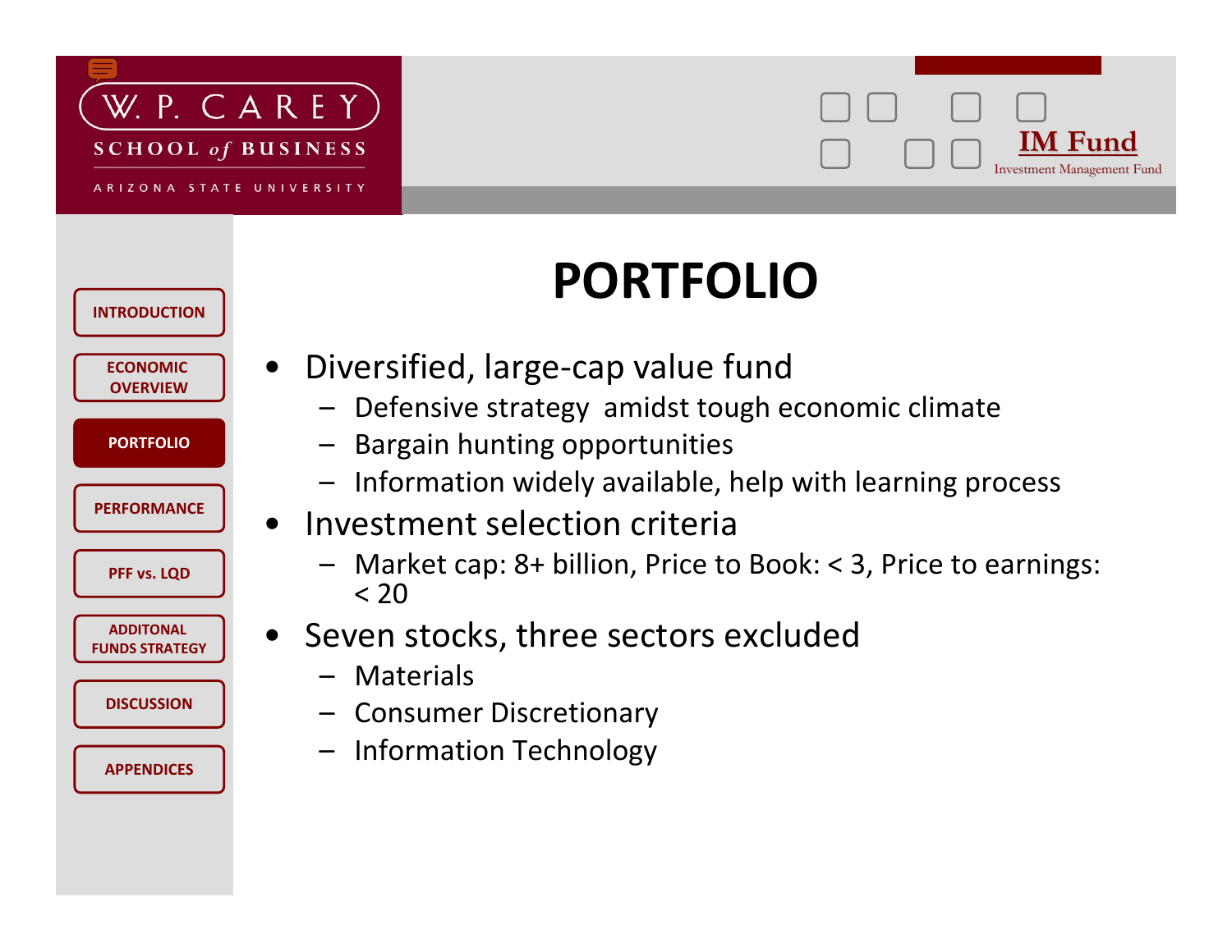# PORTFOLIO

- Diversified, large-cap value fund
  - Defensive strategy amidst tough economic climate
  - Bargain hunting opportunities
  - Information widely available, help with learning process
- Investment selection criteria
  - Market cap: 8+ billion, Price to Book: < 3, Price to earnings: < 20
- Seven stocks, three sectors excluded
  - Materials
  - Consumer Discretionary
  - Information Technology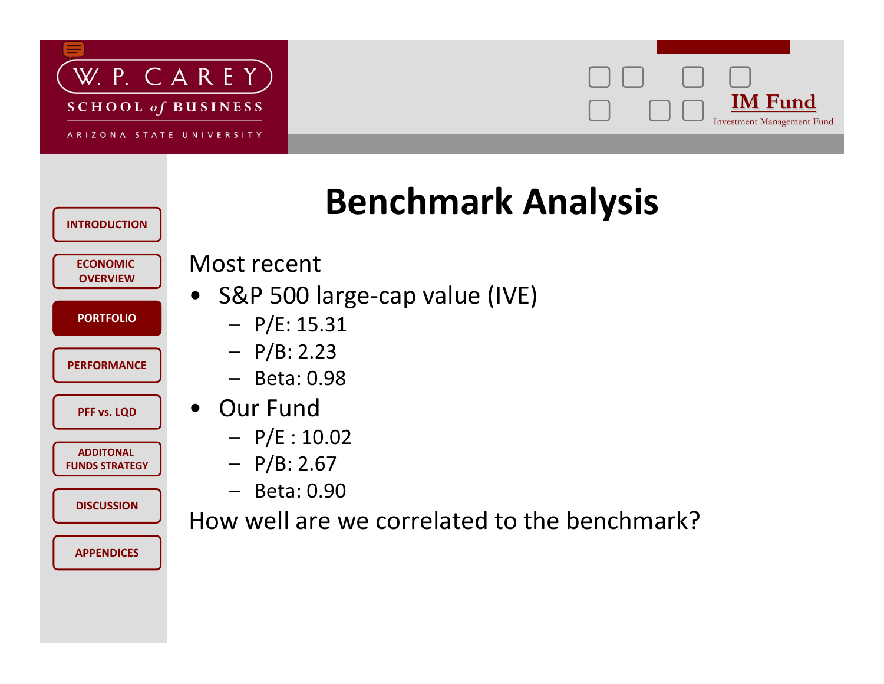# Benchmark Analysis

Most recent

- S&P 500 large-cap value (IVE)
  - P/E: 15.31
  - P/B: 2.23
  - Beta: 0.98
- Our Fund
  - P/E : 10.02
  - P/B: 2.67
  - Beta: 0.90

How well are we correlated to the benchmark?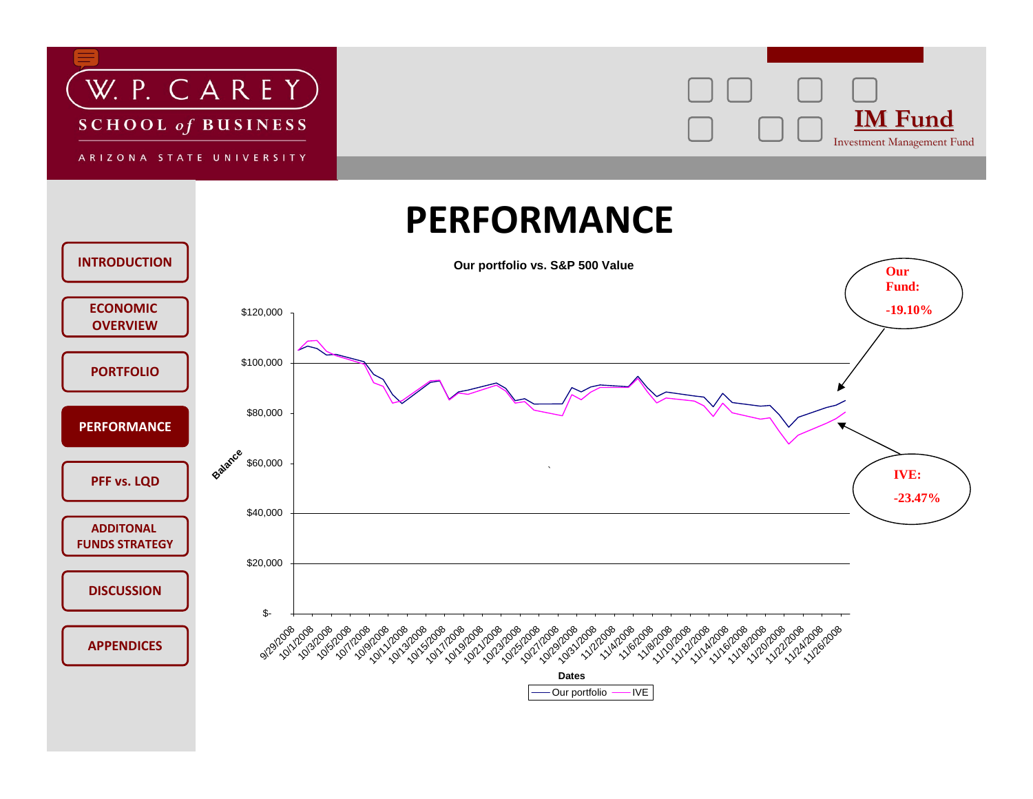# PERFORMANCE

- INTRODUCTION
- ECONOMIC OVERVIEW
- PORTFOLIO
- **PERFORMANCE**
- PFF vs. LQD
- ADDITONAL FUNDS STRATEGY
- DISCUSSION
- APPENDICES

**Our portfolio vs. S&P 500 Value**

Our Fund: -19.10%

IVE: -23.47%

Balance: $-, $20,000, $40,000, $60,000, $80,000, $100,000, $120,000

Dates: 9/29/2008 – 11/26/2008

Legend: Our portfolio, IVE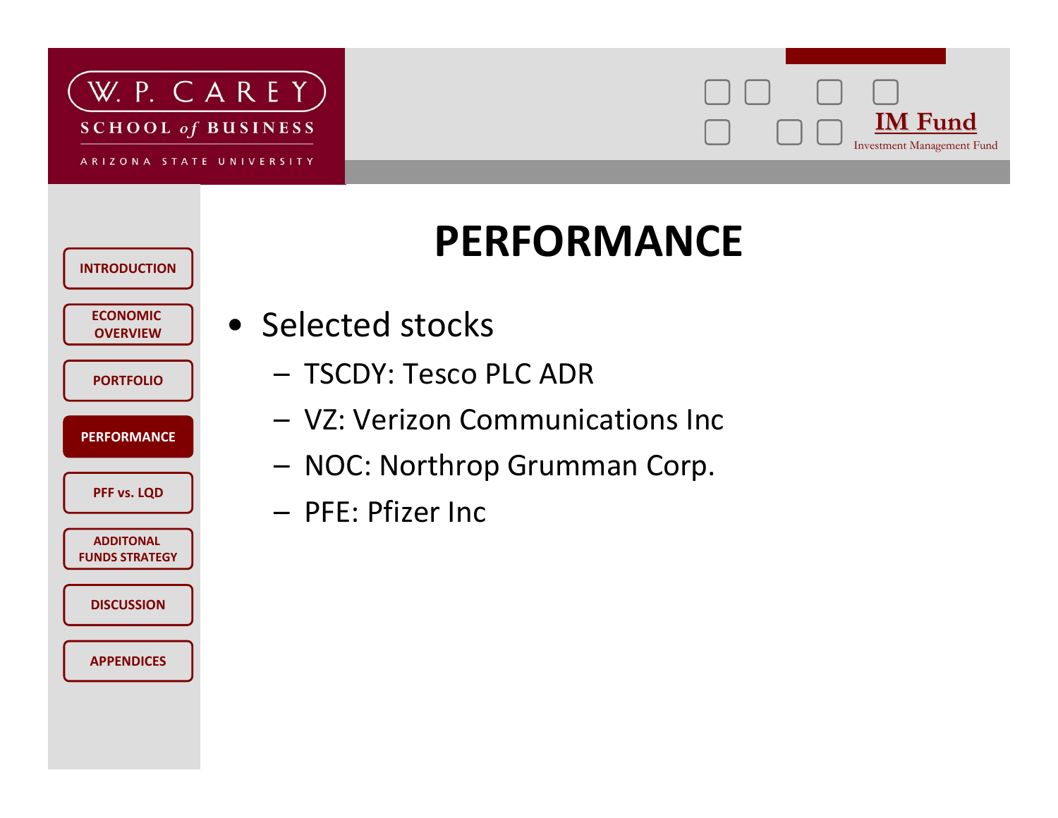# PERFORMANCE

- Selected stocks
  - TSCDY: Tesco PLC ADR
  - VZ: Verizon Communications Inc
  - NOC: Northrop Grumman Corp.
  - PFE: Pfizer Inc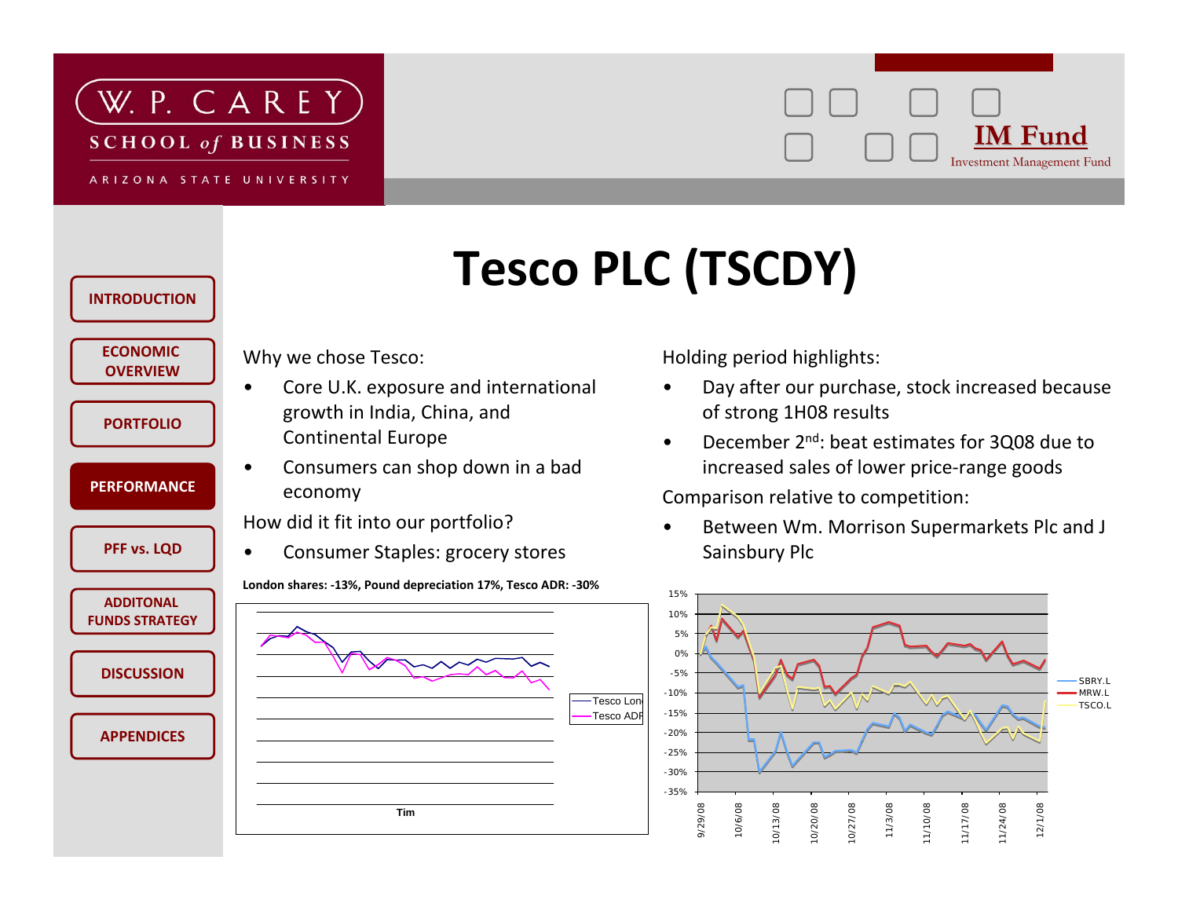# Tesco PLC (TSCDY)

Why we chose Tesco:

- Core U.K. exposure and international growth in India, China, and Continental Europe
- Consumers can shop down in a bad economy

How did it fit into our portfolio?

- Consumer Staples: grocery stores

**London shares: -13%, Pound depreciation 17%, Tesco ADR: -30%**

Holding period highlights:

- Day after our purchase, stock increased because of strong 1H08 results
- December 2nd: beat estimates for 3Q08 due to increased sales of lower price-range goods

Comparison relative to competition:

- Between Wm. Morrison Supermarkets Plc and J Sainsbury Plc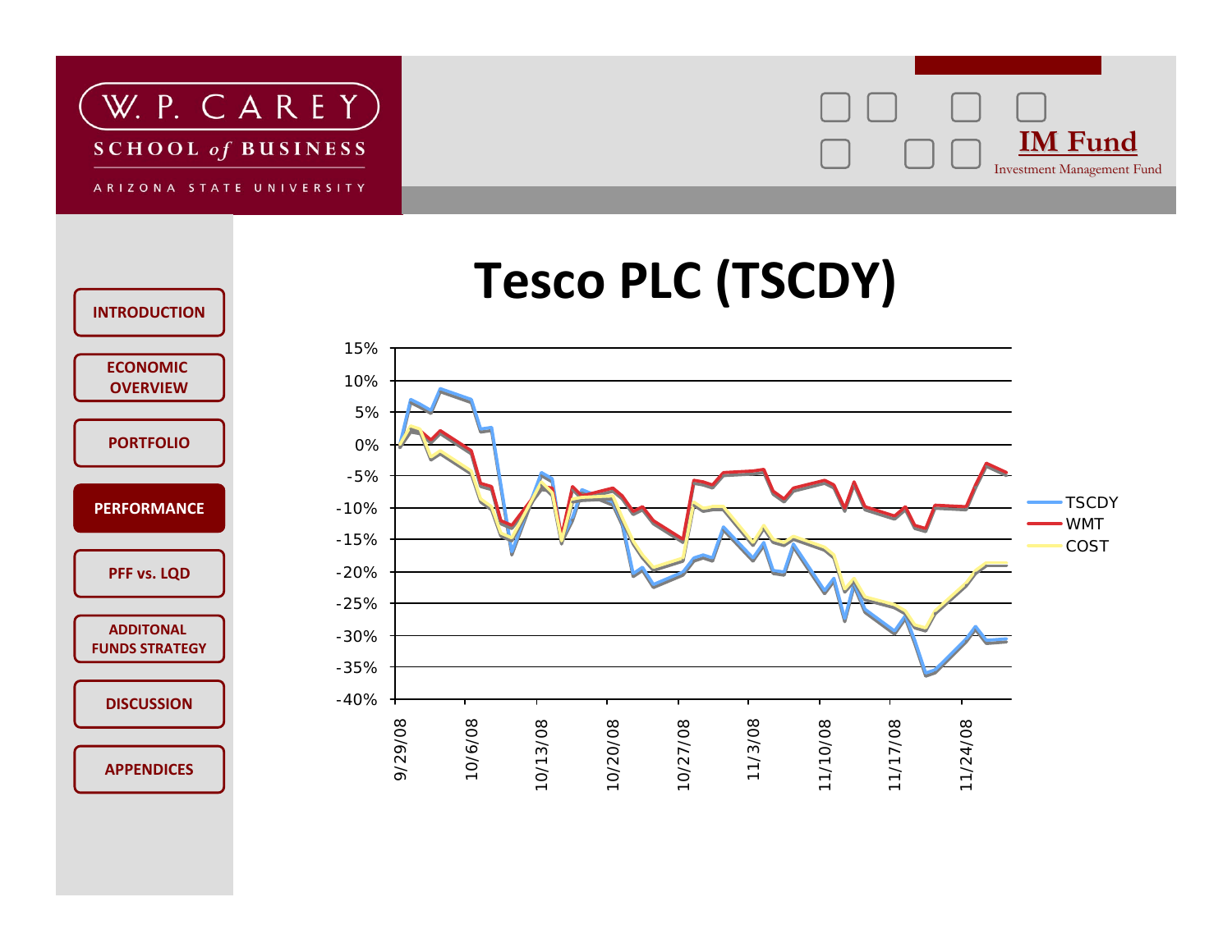W. P. CAREY SCHOOL of BUSINESS

ARIZONA STATE UNIVERSITY

IM Fund

Investment Management Fund

INTRODUCTION

ECONOMIC OVERVIEW

PORTFOLIO

PERFORMANCE

PFF vs. LQD

ADDITONAL FUNDS STRATEGY

DISCUSSION

APPENDICES

# Tesco PLC (TSCDY)

15%
10%
5%
0%
-5%
-10%
-15%
-20%
-25%
-30%
-35%
-40%

9/29/08
10/6/08
10/13/08
10/20/08
10/27/08
11/3/08
11/10/08
11/17/08
11/24/08

TSCDY
WMT
COST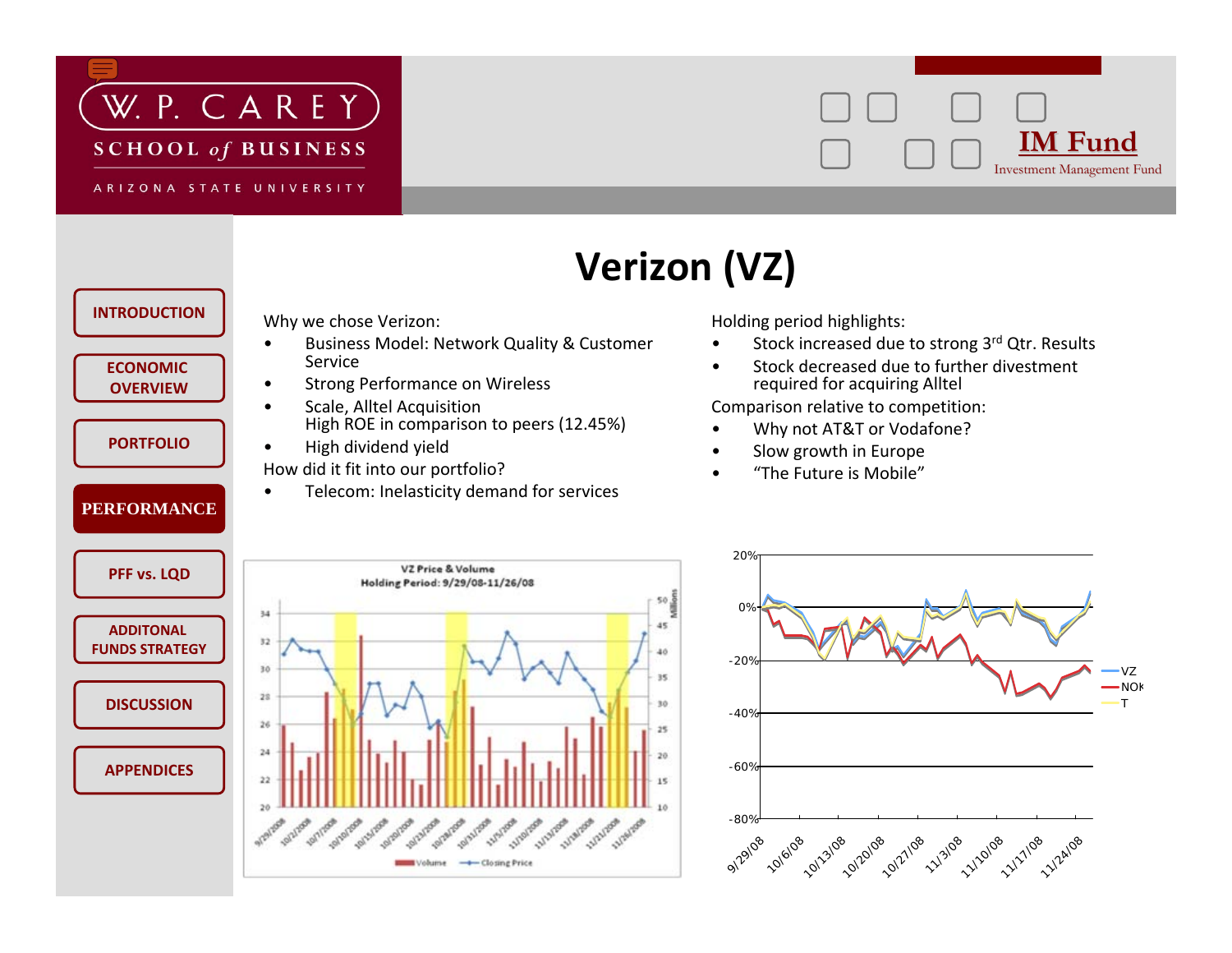# Verizon (VZ)

Why we chose Verizon:

- Business Model: Network Quality & Customer Service
- Strong Performance on Wireless
- Scale, Alltel Acquisition
  High ROE in comparison to peers (12.45%)
- High dividend yield

How did it fit into our portfolio?

- Telecom: Inelasticity demand for services

Holding period highlights:

- Stock increased due to strong 3rd Qtr. Results
- Stock decreased due to further divestment required for acquiring Alltel

Comparison relative to competition:

- Why not AT&T or Vodafone?
- Slow growth in Europe
- "The Future is Mobile"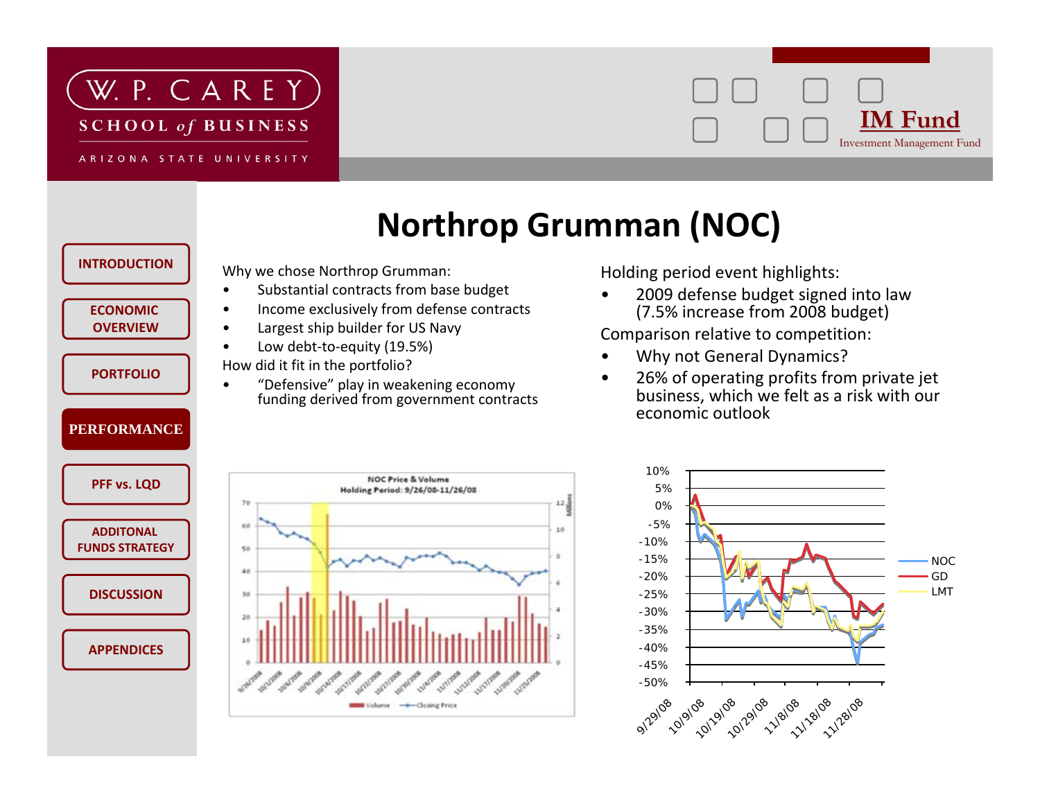# Northrop Grumman (NOC)

Why we chose Northrop Grumman:

- Substantial contracts from base budget
- Income exclusively from defense contracts
- Largest ship builder for US Navy
- Low debt-to-equity (19.5%)

How did it fit in the portfolio?

- "Defensive" play in weakening economy funding derived from government contracts

Holding period event highlights:

- 2009 defense budget signed into law (7.5% increase from 2008 budget)

Comparison relative to competition:

- Why not General Dynamics?
- 26% of operating profits from private jet business, which we felt as a risk with our economic outlook

NOC Price & Volume
Holding Period: 9/26/08-11/26/08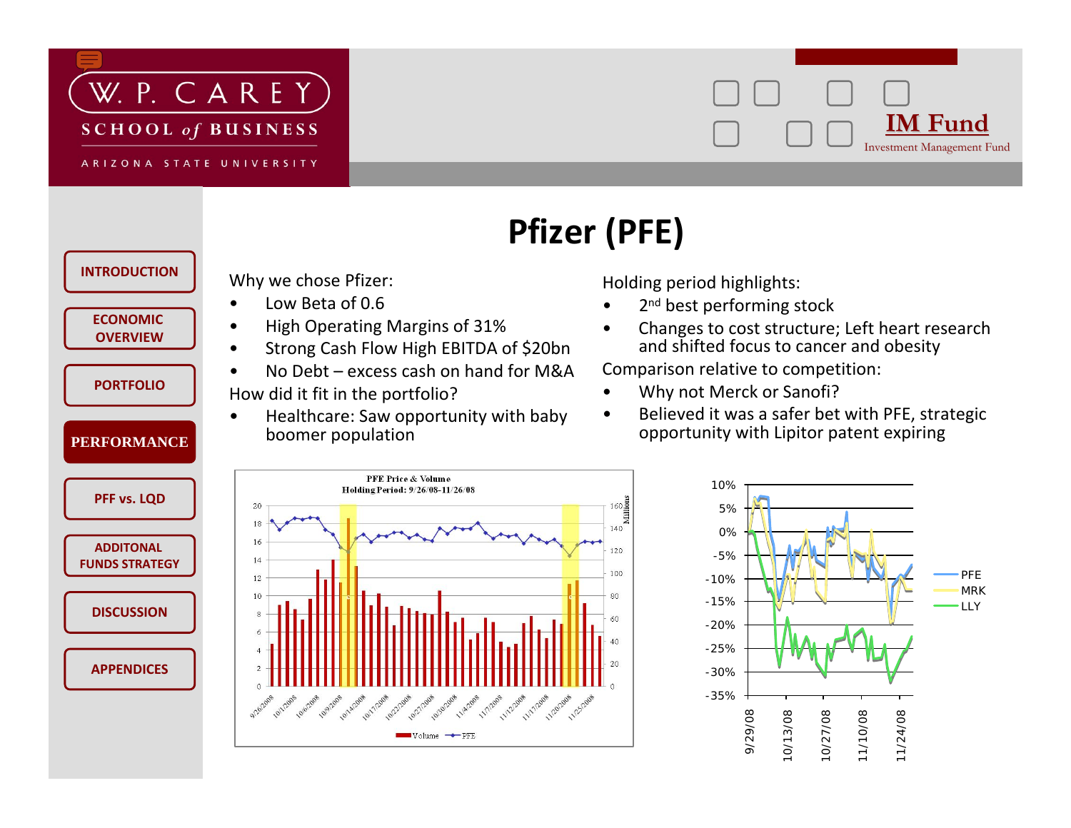# Pfizer (PFE)

Why we chose Pfizer:

- Low Beta of 0.6
- High Operating Margins of 31%
- Strong Cash Flow High EBITDA of $20bn
- No Debt – excess cash on hand for M&A

How did it fit in the portfolio?

- Healthcare: Saw opportunity with baby boomer population

Holding period highlights:

- 2nd best performing stock
- Changes to cost structure; Left heart research and shifted focus to cancer and obesity

Comparison relative to competition:

- Why not Merck or Sanofi?
- Believed it was a safer bet with PFE, strategic opportunity with Lipitor patent expiring

**PFE Price & Volume**
**Holding Period: 9/26/08-11/26/08**

Volume — PFE

PFE / MRK / LLY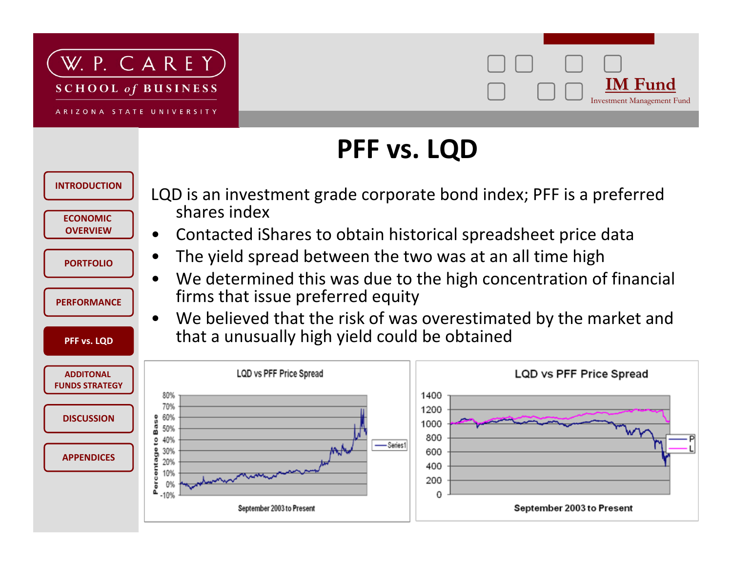# PFF vs. LQD

LQD is an investment grade corporate bond index; PFF is a preferred shares index

- Contacted iShares to obtain historical spreadsheet price data
- The yield spread between the two was at an all time high
- We determined this was due to the high concentration of financial firms that issue preferred equity
- We believed that the risk of was overestimated by the market and that a unusually high yield could be obtained

**LQD vs PFF Price Spread**

Percentage to Base

September 2003 to Present

**LQD vs PFF Price Spread**

September 2003 to Present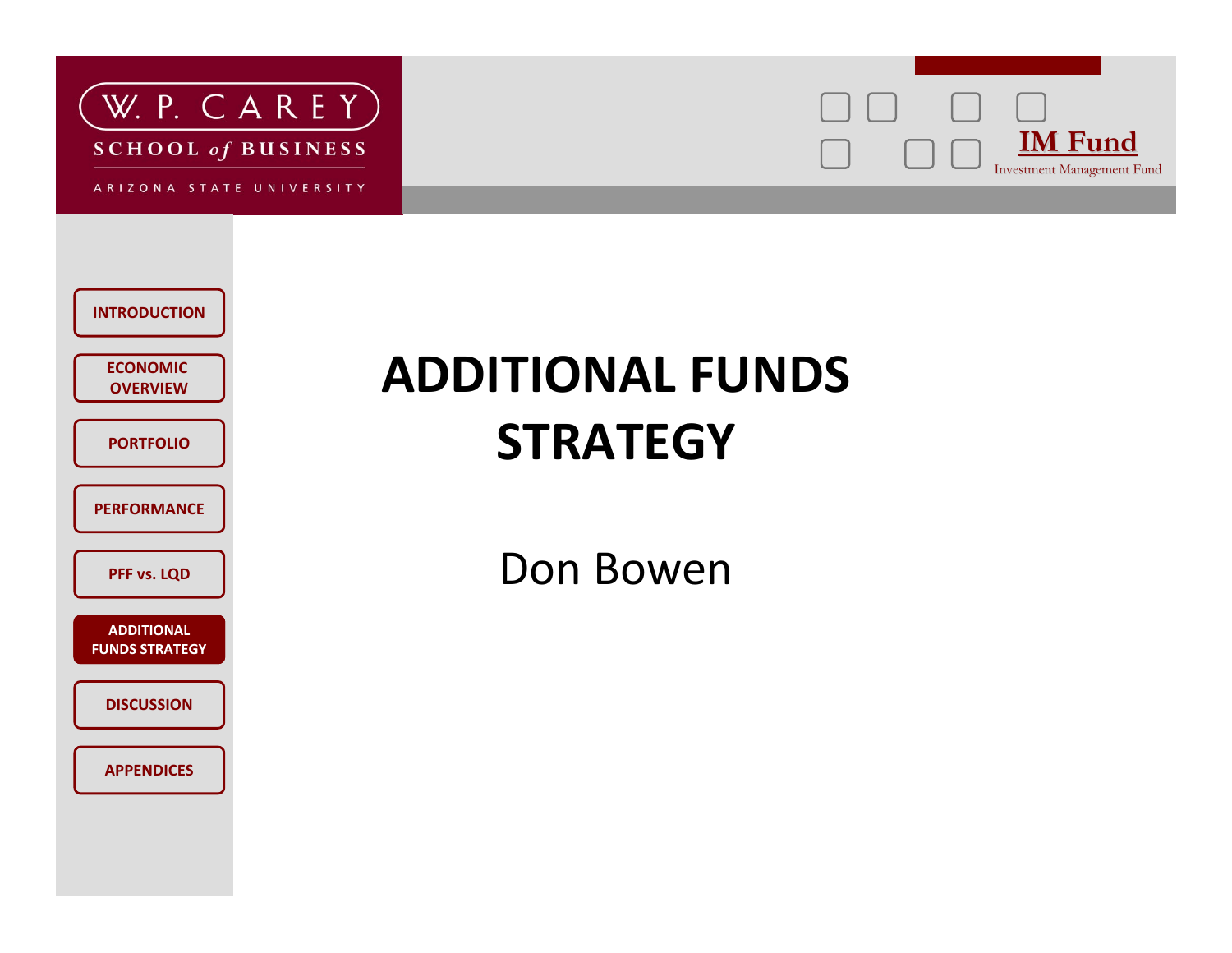# ADDITIONAL FUNDS STRATEGY

Don Bowen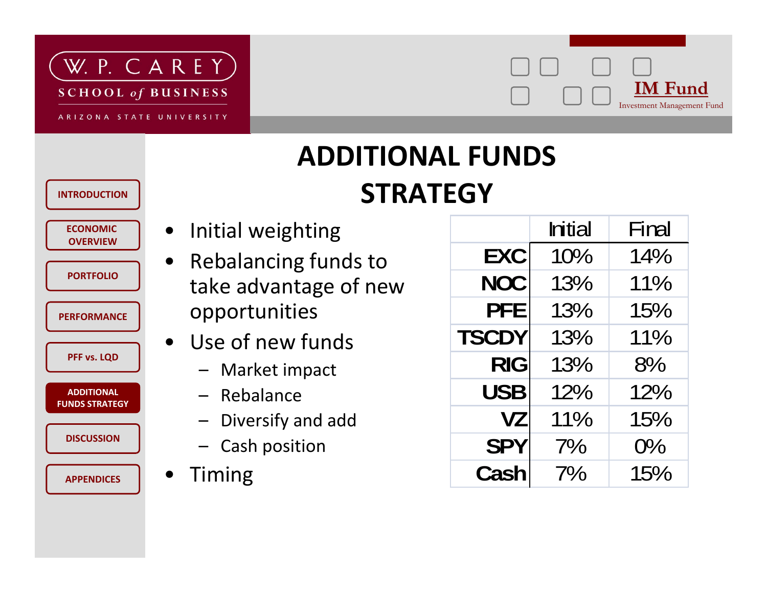# ADDITIONAL FUNDS STRATEGY

- Initial weighting
- Rebalancing funds to take advantage of new opportunities
- Use of new funds
  - Market impact
  - Rebalance
  - Diversify and add
  - Cash position
- Timing

| | Initial | Final |
|---|---|---|
| EXC | 10% | 14% |
| NOC | 13% | 11% |
| PFE | 13% | 15% |
| TSCDY | 13% | 11% |
| RIG | 13% | 8% |
| USB | 12% | 12% |
| VZ | 11% | 15% |
| SPY | 7% | 0% |
| Cash | 7% | 15% |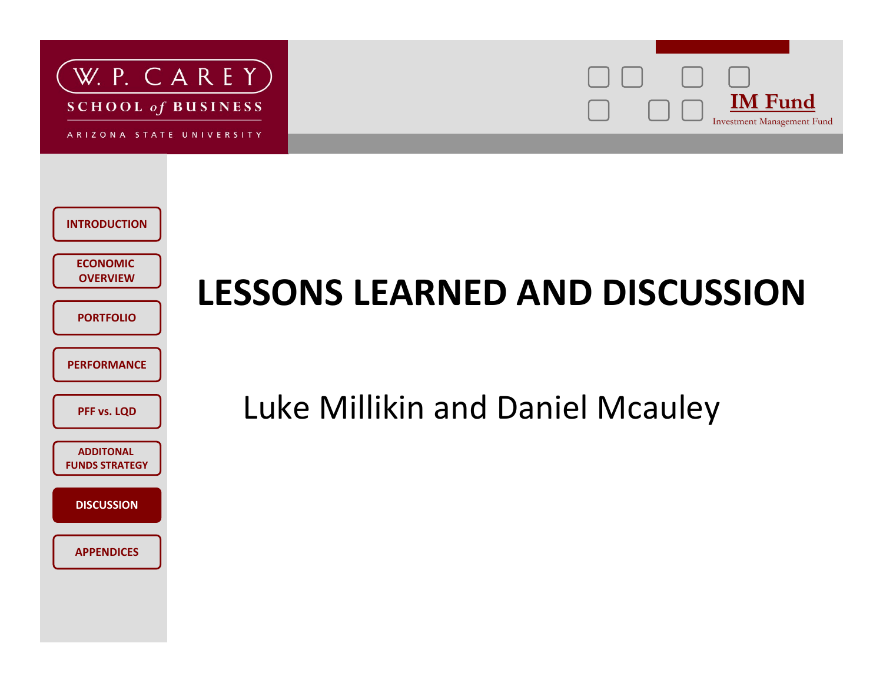# LESSONS LEARNED AND DISCUSSION

Luke Millikin and Daniel Mcauley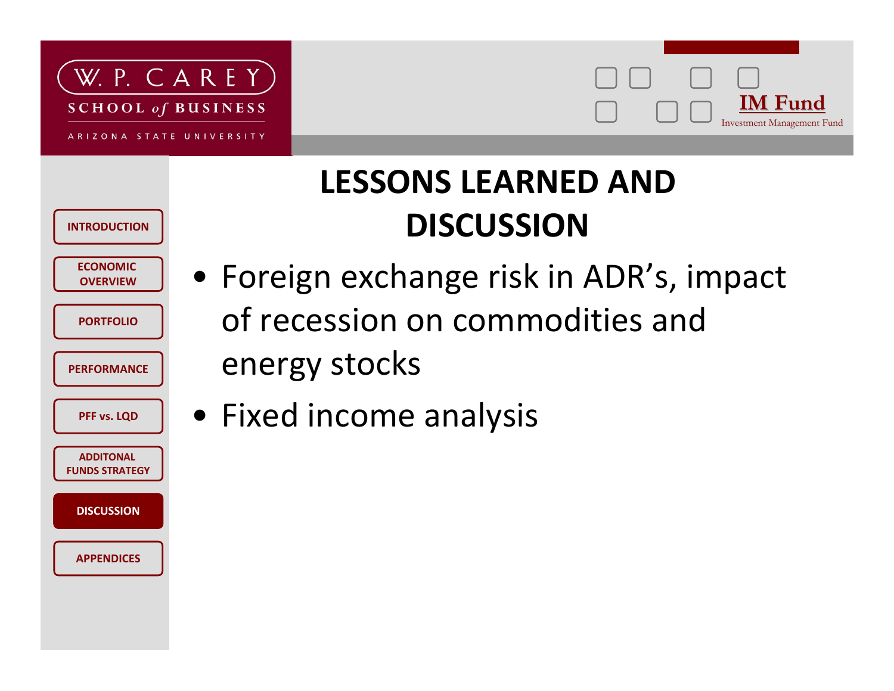# LESSONS LEARNED AND DISCUSSION

- Foreign exchange risk in ADR's, impact of recession on commodities and energy stocks
- Fixed income analysis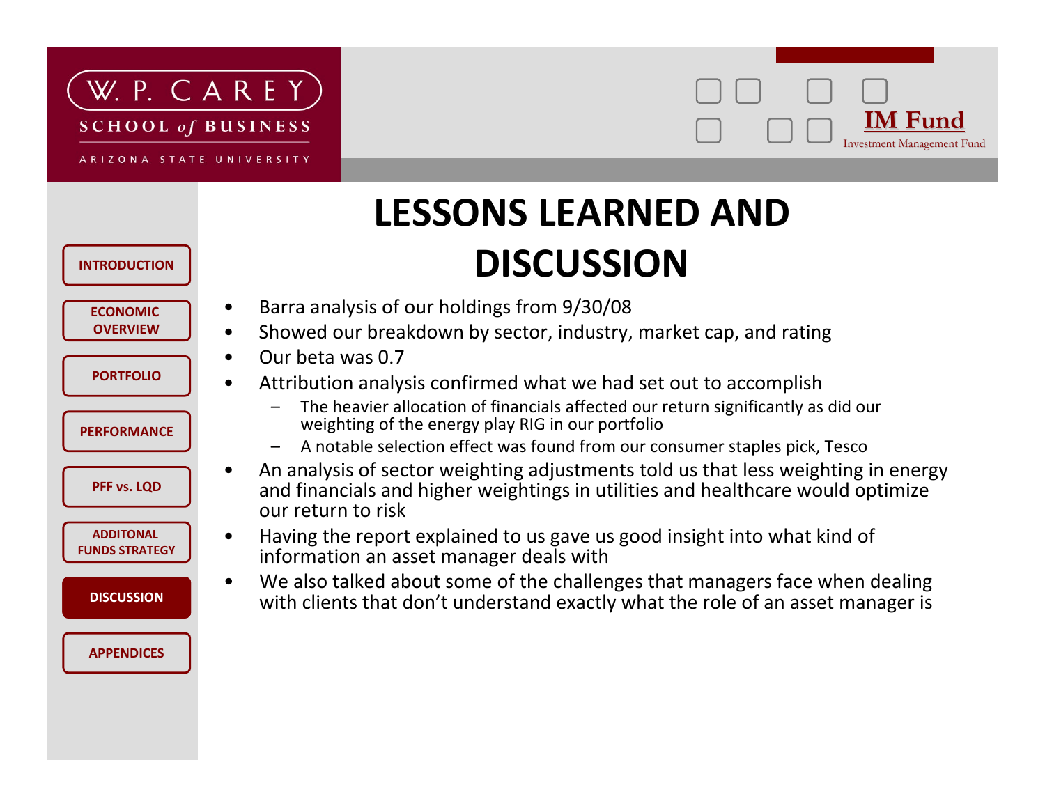# LESSONS LEARNED AND DISCUSSION

- Barra analysis of our holdings from 9/30/08
- Showed our breakdown by sector, industry, market cap, and rating
- Our beta was 0.7
- Attribution analysis confirmed what we had set out to accomplish
  - The heavier allocation of financials affected our return significantly as did our weighting of the energy play RIG in our portfolio
  - A notable selection effect was found from our consumer staples pick, Tesco
- An analysis of sector weighting adjustments told us that less weighting in energy and financials and higher weightings in utilities and healthcare would optimize our return to risk
- Having the report explained to us gave us good insight into what kind of information an asset manager deals with
- We also talked about some of the challenges that managers face when dealing with clients that don't understand exactly what the role of an asset manager is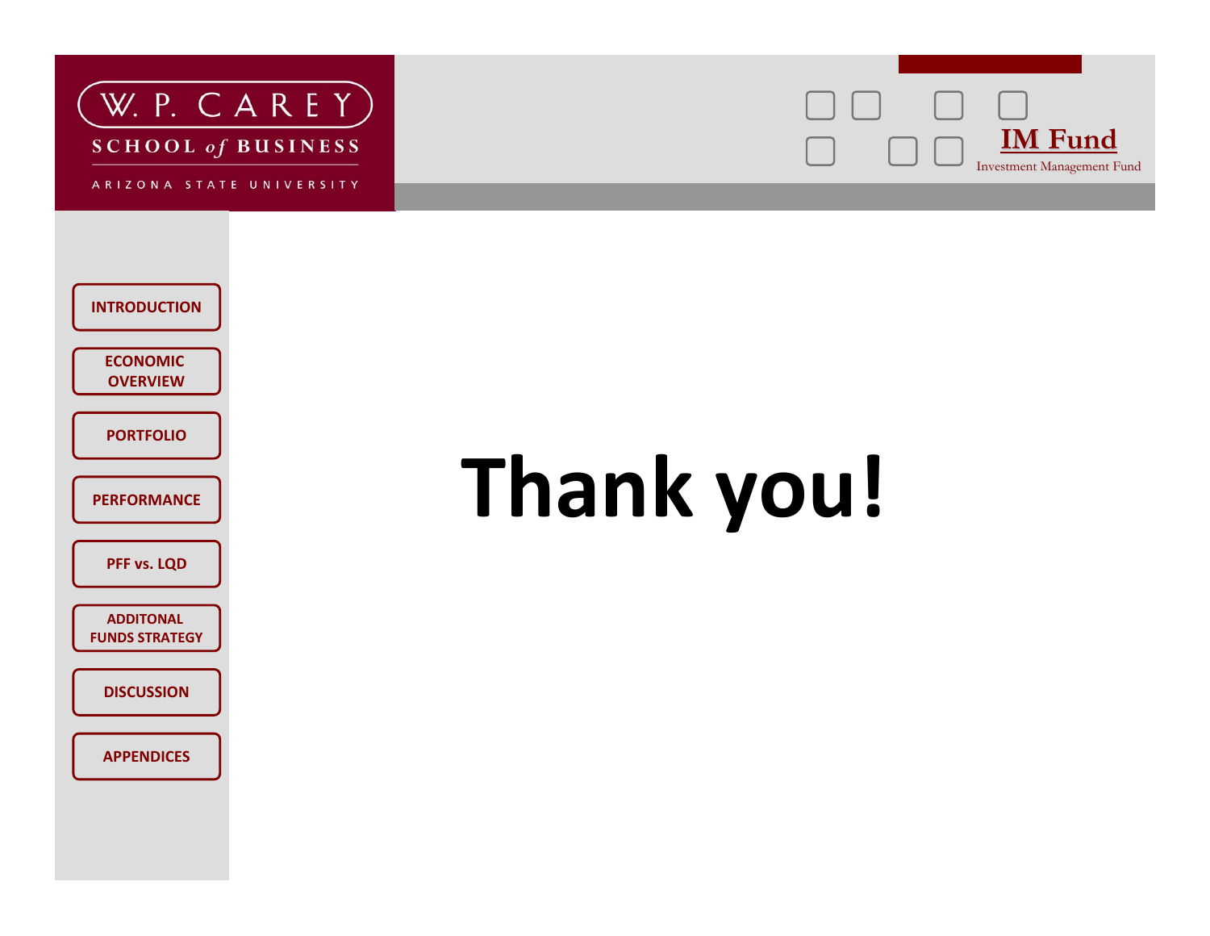W. P. CAREY

SCHOOL of BUSINESS

ARIZONA STATE UNIVERSITY

IM Fund

Investment Management Fund

INTRODUCTION

ECONOMIC OVERVIEW

PORTFOLIO

PERFORMANCE

PFF vs. LQD

ADDITONAL FUNDS STRATEGY

DISCUSSION

APPENDICES

# Thank you!